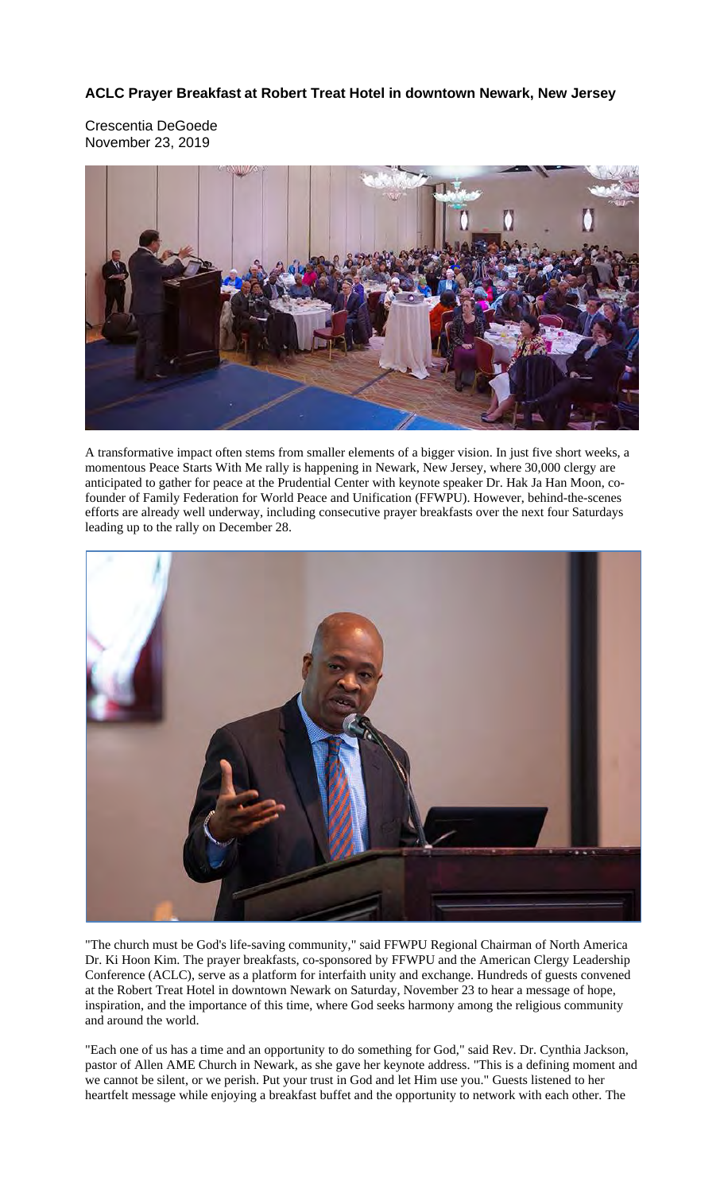**ACLC Prayer Breakfast at Robert Treat Hotel in downtown Newark, New Jersey**

Crescentia DeGoede
November 23, 2019

A transformative impact often stems from smaller elements of a bigger vision. In just five short weeks, a momentous Peace Starts With Me rally is happening in Newark, New Jersey, where 30,000 clergy are anticipated to gather for peace at the Prudential Center with keynote speaker Dr. Hak Ja Han Moon, co-founder of Family Federation for World Peace and Unification (FFWPU). However, behind-the-scenes efforts are already well underway, including consecutive prayer breakfasts over the next four Saturdays leading up to the rally on December 28.

"The church must be God's life-saving community," said FFWPU Regional Chairman of North America Dr. Ki Hoon Kim. The prayer breakfasts, co-sponsored by FFWPU and the American Clergy Leadership Conference (ACLC), serve as a platform for interfaith unity and exchange. Hundreds of guests convened at the Robert Treat Hotel in downtown Newark on Saturday, November 23 to hear a message of hope, inspiration, and the importance of this time, where God seeks harmony among the religious community and around the world.

"Each one of us has a time and an opportunity to do something for God," said Rev. Dr. Cynthia Jackson, pastor of Allen AME Church in Newark, as she gave her keynote address. "This is a defining moment and we cannot be silent, or we perish. Put your trust in God and let Him use you." Guests listened to her heartfelt message while enjoying a breakfast buffet and the opportunity to network with each other. The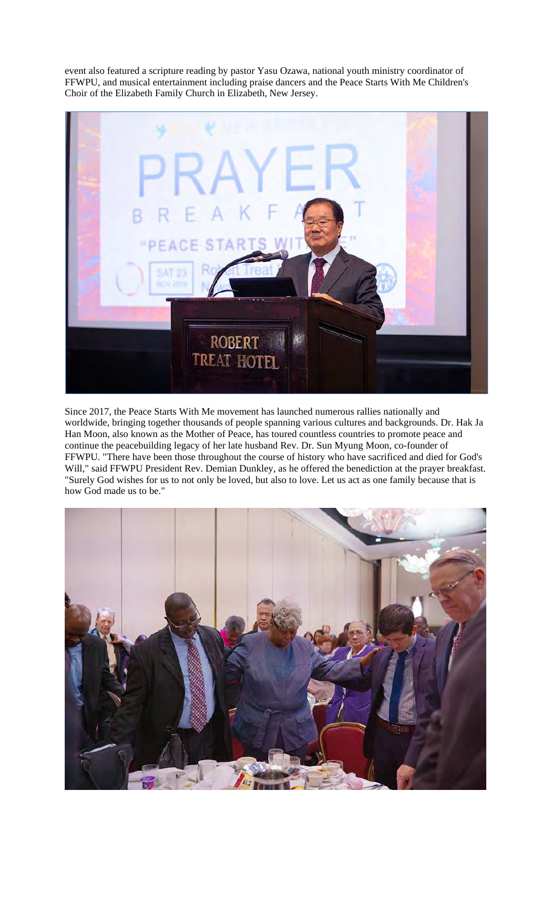event also featured a scripture reading by pastor Yasu Ozawa, national youth ministry coordinator of FFWPU, and musical entertainment including praise dancers and the Peace Starts With Me Children's Choir of the Elizabeth Family Church in Elizabeth, New Jersey.

Since 2017, the Peace Starts With Me movement has launched numerous rallies nationally and worldwide, bringing together thousands of people spanning various cultures and backgrounds. Dr. Hak Ja Han Moon, also known as the Mother of Peace, has toured countless countries to promote peace and continue the peacebuilding legacy of her late husband Rev. Dr. Sun Myung Moon, co-founder of FFWPU. "There have been those throughout the course of history who have sacrificed and died for God's Will," said FFWPU President Rev. Demian Dunkley, as he offered the benediction at the prayer breakfast. "Surely God wishes for us to not only be loved, but also to love. Let us act as one family because that is how God made us to be."